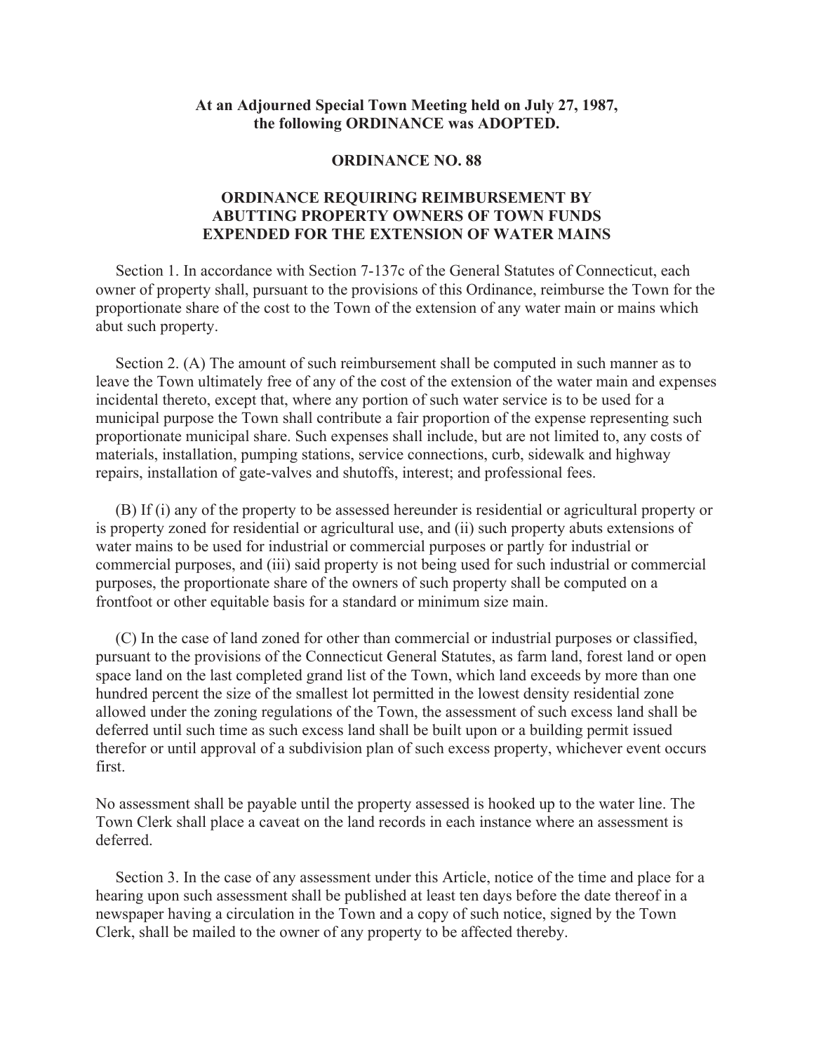**At an Adjourned Special Town Meeting held on July 27, 1987, the following ORDINANCE was ADOPTED.**

# ORDINANCE NO. 88

## ORDINANCE REQUIRING REIMBURSEMENT BY ABUTTING PROPERTY OWNERS OF TOWN FUNDS EXPENDED FOR THE EXTENSION OF WATER MAINS

Section 1. In accordance with Section 7-137c of the General Statutes of Connecticut, each owner of property shall, pursuant to the provisions of this Ordinance, reimburse the Town for the proportionate share of the cost to the Town of the extension of any water main or mains which abut such property.

Section 2. (A) The amount of such reimbursement shall be computed in such manner as to leave the Town ultimately free of any of the cost of the extension of the water main and expenses incidental thereto, except that, where any portion of such water service is to be used for a municipal purpose the Town shall contribute a fair proportion of the expense representing such proportionate municipal share. Such expenses shall include, but are not limited to, any costs of materials, installation, pumping stations, service connections, curb, sidewalk and highway repairs, installation of gate-valves and shutoffs, interest; and professional fees.

(B) If (i) any of the property to be assessed hereunder is residential or agricultural property or is property zoned for residential or agricultural use, and (ii) such property abuts extensions of water mains to be used for industrial or commercial purposes or partly for industrial or commercial purposes, and (iii) said property is not being used for such industrial or commercial purposes, the proportionate share of the owners of such property shall be computed on a frontfoot or other equitable basis for a standard or minimum size main.

(C) In the case of land zoned for other than commercial or industrial purposes or classified, pursuant to the provisions of the Connecticut General Statutes, as farm land, forest land or open space land on the last completed grand list of the Town, which land exceeds by more than one hundred percent the size of the smallest lot permitted in the lowest density residential zone allowed under the zoning regulations of the Town, the assessment of such excess land shall be deferred until such time as such excess land shall be built upon or a building permit issued therefor or until approval of a subdivision plan of such excess property, whichever event occurs first.

No assessment shall be payable until the property assessed is hooked up to the water line. The Town Clerk shall place a caveat on the land records in each instance where an assessment is deferred.

Section 3. In the case of any assessment under this Article, notice of the time and place for a hearing upon such assessment shall be published at least ten days before the date thereof in a newspaper having a circulation in the Town and a copy of such notice, signed by the Town Clerk, shall be mailed to the owner of any property to be affected thereby.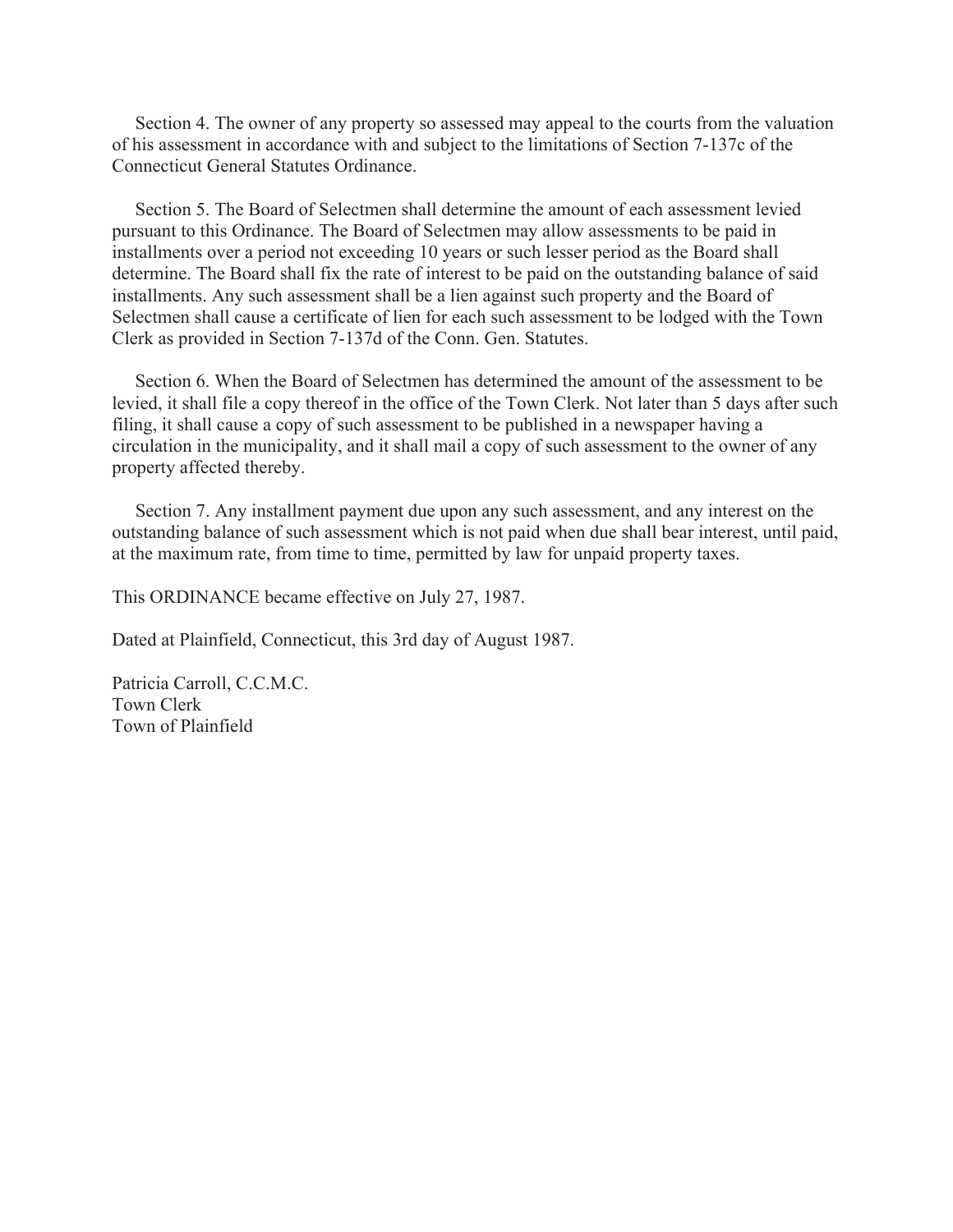Section 4. The owner of any property so assessed may appeal to the courts from the valuation of his assessment in accordance with and subject to the limitations of Section 7-137c of the Connecticut General Statutes Ordinance.

Section 5. The Board of Selectmen shall determine the amount of each assessment levied pursuant to this Ordinance. The Board of Selectmen may allow assessments to be paid in installments over a period not exceeding 10 years or such lesser period as the Board shall determine. The Board shall fix the rate of interest to be paid on the outstanding balance of said installments. Any such assessment shall be a lien against such property and the Board of Selectmen shall cause a certificate of lien for each such assessment to be lodged with the Town Clerk as provided in Section 7-137d of the Conn. Gen. Statutes.

Section 6. When the Board of Selectmen has determined the amount of the assessment to be levied, it shall file a copy thereof in the office of the Town Clerk. Not later than 5 days after such filing, it shall cause a copy of such assessment to be published in a newspaper having a circulation in the municipality, and it shall mail a copy of such assessment to the owner of any property affected thereby.

Section 7. Any installment payment due upon any such assessment, and any interest on the outstanding balance of such assessment which is not paid when due shall bear interest, until paid, at the maximum rate, from time to time, permitted by law for unpaid property taxes.

This ORDINANCE became effective on July 27, 1987.

Dated at Plainfield, Connecticut, this 3rd day of August 1987.

Patricia Carroll, C.C.M.C.  
Town Clerk  
Town of Plainfield